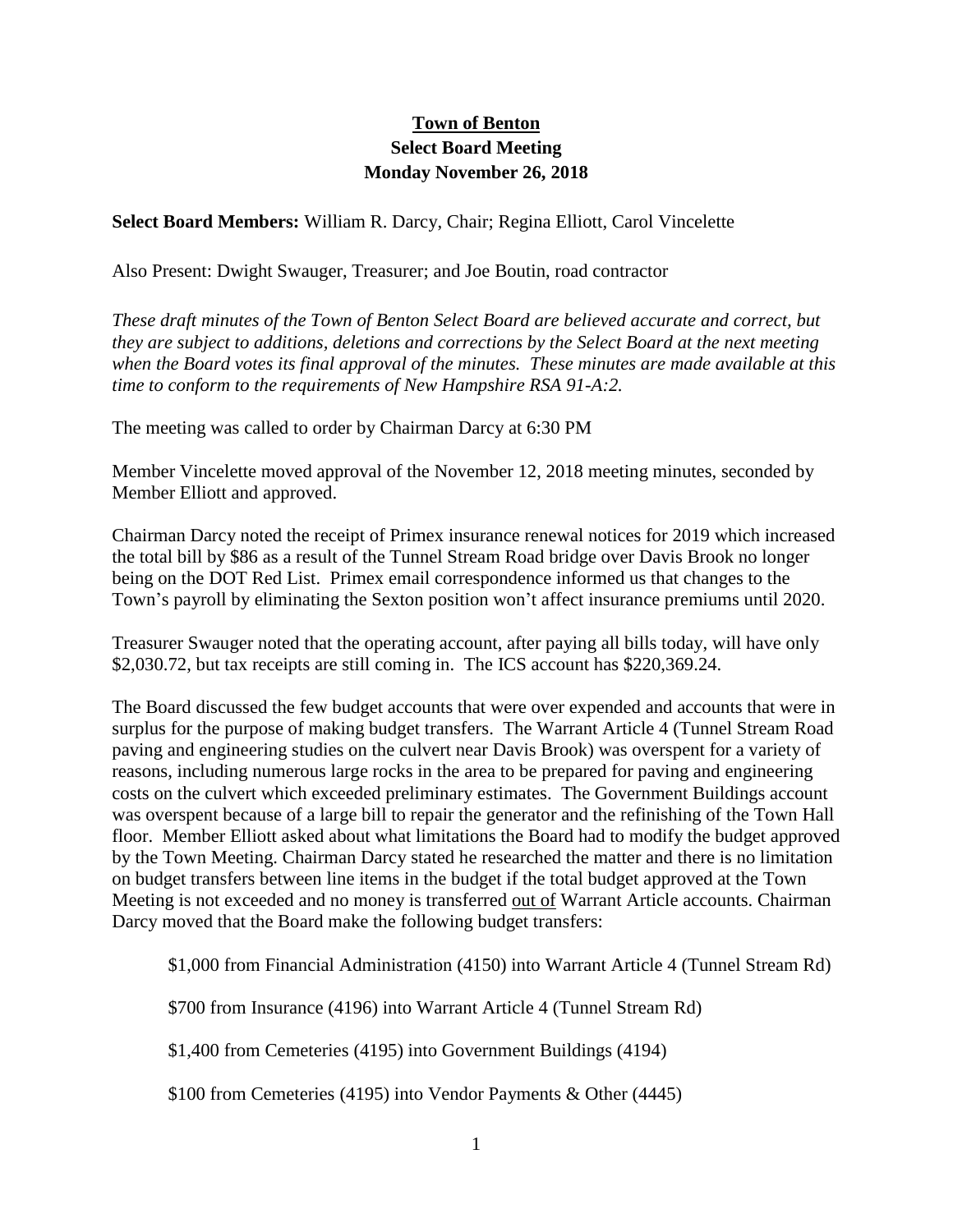# Town of Benton

## Select Board Meeting

## Monday November 26, 2018

**Select Board Members:** William R. Darcy, Chair; Regina Elliott, Carol Vincelette

Also Present: Dwight Swauger, Treasurer; and Joe Boutin, road contractor

*These draft minutes of the Town of Benton Select Board are believed accurate and correct, but they are subject to additions, deletions and corrections by the Select Board at the next meeting when the Board votes its final approval of the minutes. These minutes are made available at this time to conform to the requirements of New Hampshire RSA 91-A:2.*

The meeting was called to order by Chairman Darcy at 6:30 PM

Member Vincelette moved approval of the November 12, 2018 meeting minutes, seconded by Member Elliott and approved.

Chairman Darcy noted the receipt of Primex insurance renewal notices for 2019 which increased the total bill by $86 as a result of the Tunnel Stream Road bridge over Davis Brook no longer being on the DOT Red List. Primex email correspondence informed us that changes to the Town's payroll by eliminating the Sexton position won't affect insurance premiums until 2020.

Treasurer Swauger noted that the operating account, after paying all bills today, will have only $2,030.72, but tax receipts are still coming in. The ICS account has $220,369.24.

The Board discussed the few budget accounts that were over expended and accounts that were in surplus for the purpose of making budget transfers. The Warrant Article 4 (Tunnel Stream Road paving and engineering studies on the culvert near Davis Brook) was overspent for a variety of reasons, including numerous large rocks in the area to be prepared for paving and engineering costs on the culvert which exceeded preliminary estimates. The Government Buildings account was overspent because of a large bill to repair the generator and the refinishing of the Town Hall floor. Member Elliott asked about what limitations the Board had to modify the budget approved by the Town Meeting. Chairman Darcy stated he researched the matter and there is no limitation on budget transfers between line items in the budget if the total budget approved at the Town Meeting is not exceeded and no money is transferred <u>out of</u> Warrant Article accounts. Chairman Darcy moved that the Board make the following budget transfers:

$1,000 from Financial Administration (4150) into Warrant Article 4 (Tunnel Stream Rd)

$700 from Insurance (4196) into Warrant Article 4 (Tunnel Stream Rd)

$1,400 from Cemeteries (4195) into Government Buildings (4194)

$100 from Cemeteries (4195) into Vendor Payments & Other (4445)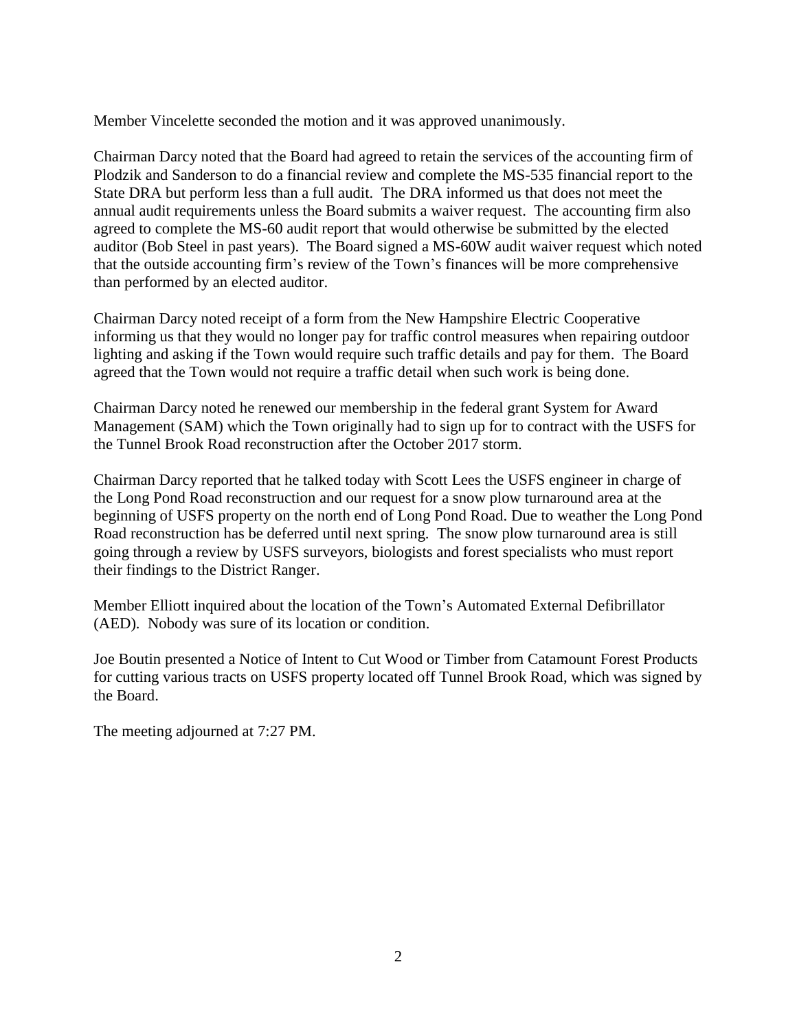Member Vincelette seconded the motion and it was approved unanimously.

Chairman Darcy noted that the Board had agreed to retain the services of the accounting firm of Plodzik and Sanderson to do a financial review and complete the MS-535 financial report to the State DRA but perform less than a full audit. The DRA informed us that does not meet the annual audit requirements unless the Board submits a waiver request. The accounting firm also agreed to complete the MS-60 audit report that would otherwise be submitted by the elected auditor (Bob Steel in past years). The Board signed a MS-60W audit waiver request which noted that the outside accounting firm's review of the Town's finances will be more comprehensive than performed by an elected auditor.

Chairman Darcy noted receipt of a form from the New Hampshire Electric Cooperative informing us that they would no longer pay for traffic control measures when repairing outdoor lighting and asking if the Town would require such traffic details and pay for them. The Board agreed that the Town would not require a traffic detail when such work is being done.

Chairman Darcy noted he renewed our membership in the federal grant System for Award Management (SAM) which the Town originally had to sign up for to contract with the USFS for the Tunnel Brook Road reconstruction after the October 2017 storm.

Chairman Darcy reported that he talked today with Scott Lees the USFS engineer in charge of the Long Pond Road reconstruction and our request for a snow plow turnaround area at the beginning of USFS property on the north end of Long Pond Road. Due to weather the Long Pond Road reconstruction has be deferred until next spring. The snow plow turnaround area is still going through a review by USFS surveyors, biologists and forest specialists who must report their findings to the District Ranger.

Member Elliott inquired about the location of the Town's Automated External Defibrillator (AED). Nobody was sure of its location or condition.

Joe Boutin presented a Notice of Intent to Cut Wood or Timber from Catamount Forest Products for cutting various tracts on USFS property located off Tunnel Brook Road, which was signed by the Board.

The meeting adjourned at 7:27 PM.